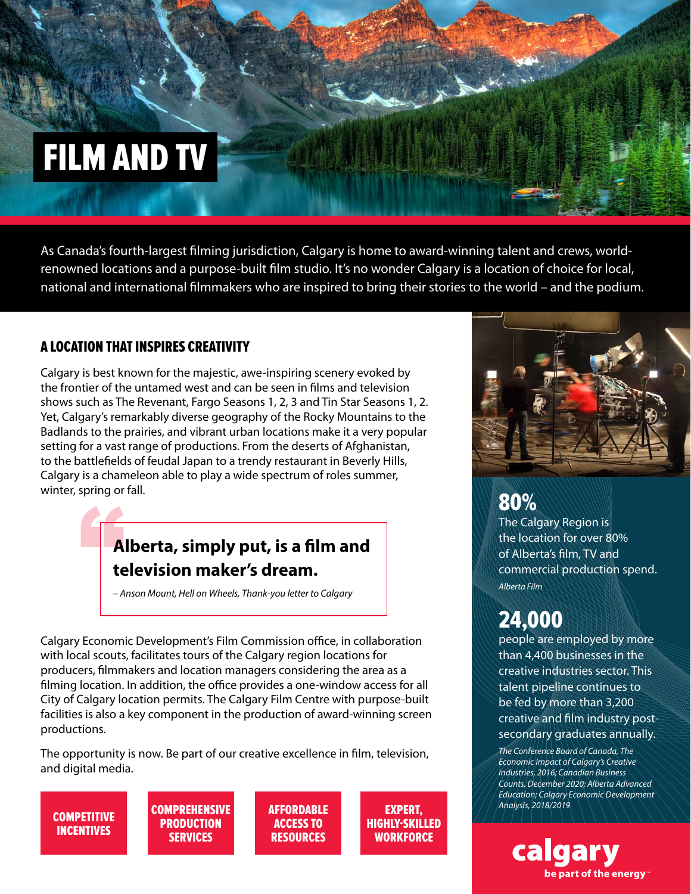# FILM AND TV

As Canada's fourth-largest filming jurisdiction, Calgary is home to award-winning talent and crews, world-renowned locations and a purpose-built film studio. It's no wonder Calgary is a location of choice for local, national and international filmmakers who are inspired to bring their stories to the world – and the podium.

## A LOCATION THAT INSPIRES CREATIVITY

Calgary is best known for the majestic, awe-inspiring scenery evoked by the frontier of the untamed west and can be seen in films and television shows such as The Revenant, Fargo Seasons 1, 2, 3 and Tin Star Seasons 1, 2. Yet, Calgary's remarkably diverse geography of the Rocky Mountains to the Badlands to the prairies, and vibrant urban locations make it a very popular setting for a vast range of productions. From the deserts of Afghanistan, to the battlefields of feudal Japan to a trendy restaurant in Beverly Hills, Calgary is a chameleon able to play a wide spectrum of roles summer, winter, spring or fall.

> **Alberta, simply put, is a film and television maker's dream.**
>
> *– Anson Mount, Hell on Wheels, Thank-you letter to Calgary*

Calgary Economic Development's Film Commission office, in collaboration with local scouts, facilitates tours of the Calgary region locations for producers, filmmakers and location managers considering the area as a filming location. In addition, the office provides a one-window access for all City of Calgary location permits. The Calgary Film Centre with purpose-built facilities is also a key component in the production of award-winning screen productions.

The opportunity is now. Be part of our creative excellence in film, television, and digital media.

**COMPETITIVE INCENTIVES**

**COMPREHENSIVE PRODUCTION SERVICES**

**AFFORDABLE ACCESS TO RESOURCES**

**EXPERT, HIGHLY-SKILLED WORKFORCE**

**80%**

The Calgary Region is the location for over 80% of Alberta's film, TV and commercial production spend.

*Alberta Film*

**24,000**

people are employed by more than 4,400 businesses in the creative industries sector. This talent pipeline continues to be fed by more than 3,200 creative and film industry post-secondary graduates annually.

*The Conference Board of Canada, The Economic Impact of Calgary's Creative Industries, 2016; Canadian Business Counts, December 2020; Alberta Advanced Education; Calgary Economic Development Analysis, 2018/2019*

**calgary**
be part of the energy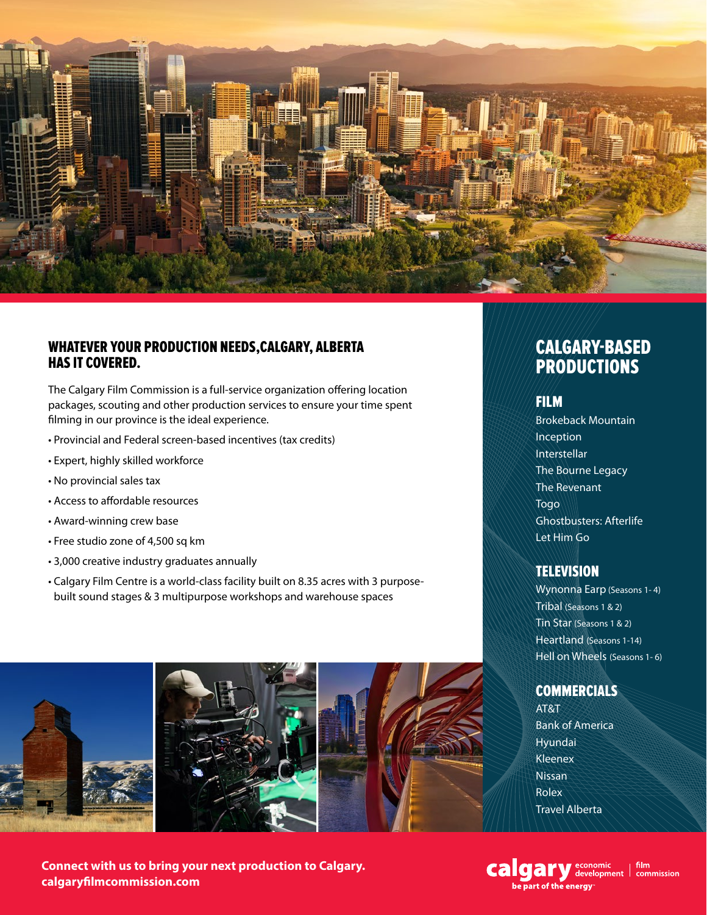## WHATEVER YOUR PRODUCTION NEEDS, CALGARY, ALBERTA HAS IT COVERED.

The Calgary Film Commission is a full-service organization offering location packages, scouting and other production services to ensure your time spent filming in our province is the ideal experience.

- Provincial and Federal screen-based incentives (tax credits)
- Expert, highly skilled workforce
- No provincial sales tax
- Access to affordable resources
- Award-winning crew base
- Free studio zone of 4,500 sq km
- 3,000 creative industry graduates annually
- Calgary Film Centre is a world-class facility built on 8.35 acres with 3 purpose-built sound stages & 3 multipurpose workshops and warehouse spaces

## CALGARY-BASED PRODUCTIONS

### FILM

Brokeback Mountain
Inception
Interstellar
The Bourne Legacy
The Revenant
Togo
Ghostbusters: Afterlife
Let Him Go

### TELEVISION

Wynonna Earp (Seasons 1-4)
Tribal (Seasons 1 & 2)
Tin Star (Seasons 1 & 2)
Heartland (Seasons 1-14)
Hell on Wheels (Seasons 1-6)

### COMMERCIALS

AT&T
Bank of America
Hyundai
Kleenex
Nissan
Rolex
Travel Alberta

**Connect with us to bring your next production to Calgary.**
**calgaryfilmcommission.com**

calgary economic development | film commission
be part of the energy